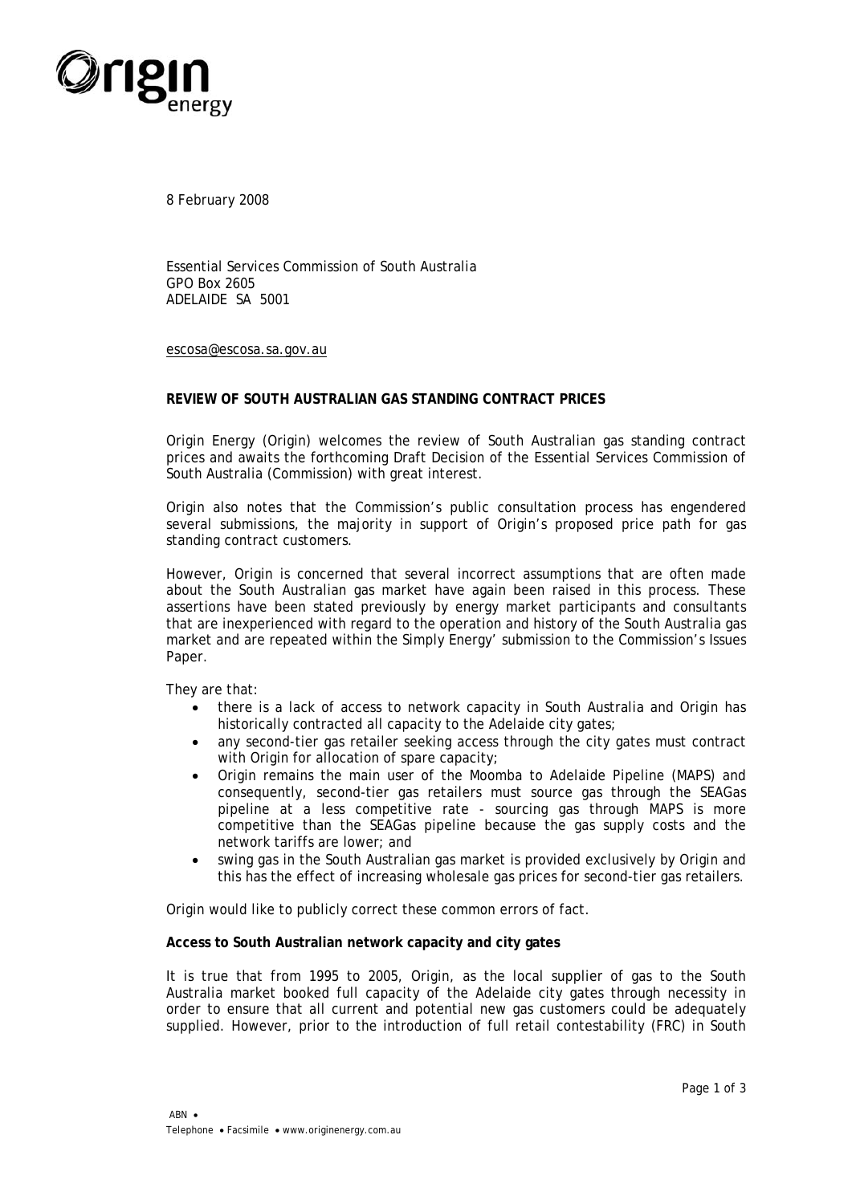8 February 2008

Essential Services Commission of South Australia
GPO Box 2605
ADELAIDE SA 5001

escosa@escosa.sa.gov.au

**REVIEW OF SOUTH AUSTRALIAN GAS STANDING CONTRACT PRICES**

Origin Energy (Origin) welcomes the review of South Australian gas standing contract prices and awaits the forthcoming Draft Decision of the Essential Services Commission of South Australia (Commission) with great interest.

Origin also notes that the Commission's public consultation process has engendered several submissions, the majority in support of Origin's proposed price path for gas standing contract customers.

However, Origin is concerned that several incorrect assumptions that are often made about the South Australian gas market have again been raised in this process. These assertions have been stated previously by energy market participants and consultants that are inexperienced with regard to the operation and history of the South Australia gas market and are repeated within the Simply Energy' submission to the Commission's Issues Paper.

They are that:

- there is a lack of access to network capacity in South Australia and Origin has historically contracted all capacity to the Adelaide city gates;
- any second-tier gas retailer seeking access through the city gates must contract with Origin for allocation of spare capacity;
- Origin remains the main user of the Moomba to Adelaide Pipeline (MAPS) and consequently, second-tier gas retailers must source gas through the SEAGas pipeline at a less competitive rate - sourcing gas through MAPS is more competitive than the SEAGas pipeline because the gas supply costs and the network tariffs are lower; and
- swing gas in the South Australian gas market is provided exclusively by Origin and this has the effect of increasing wholesale gas prices for second-tier gas retailers.

Origin would like to publicly correct these common errors of fact.

**Access to South Australian network capacity and city gates**

It is true that from 1995 to 2005, Origin, as the local supplier of gas to the South Australia market booked full capacity of the Adelaide city gates through necessity in order to ensure that all current and potential new gas customers could be adequately supplied. However, prior to the introduction of full retail contestability (FRC) in South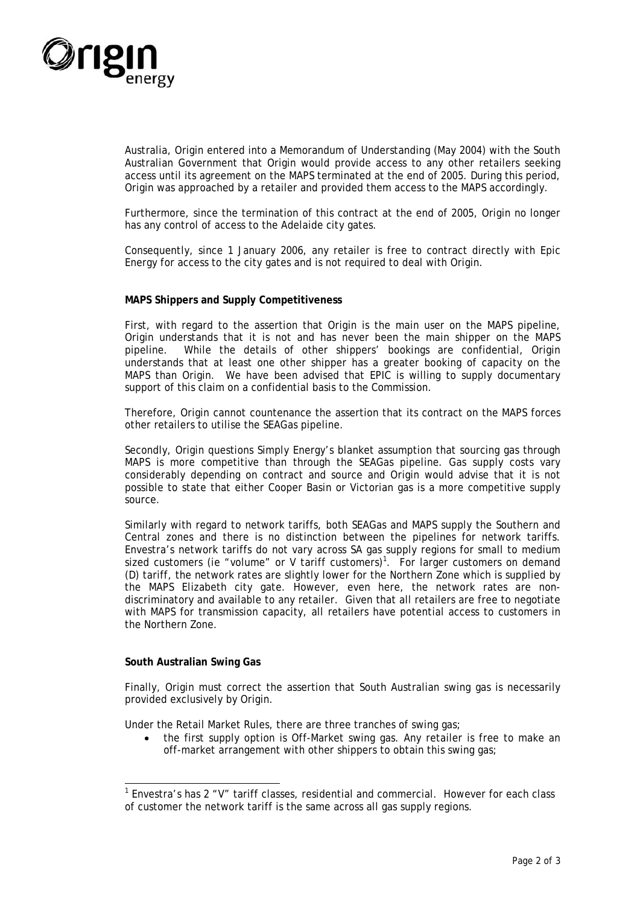Australia, Origin entered into a Memorandum of Understanding (May 2004) with the South Australian Government that Origin would provide access to any other retailers seeking access until its agreement on the MAPS terminated at the end of 2005. During this period, Origin was approached by a retailer and provided them access to the MAPS accordingly.

Furthermore, since the termination of this contract at the end of 2005, Origin no longer has any control of access to the Adelaide city gates.

Consequently, since 1 January 2006, any retailer is free to contract directly with Epic Energy for access to the city gates and is not required to deal with Origin.

**MAPS Shippers and Supply Competitiveness**

First, with regard to the assertion that Origin is the main user on the MAPS pipeline, Origin understands that it is not and has never been the main shipper on the MAPS pipeline. While the details of other shippers' bookings are confidential, Origin understands that at least one other shipper has a greater booking of capacity on the MAPS than Origin. We have been advised that EPIC is willing to supply documentary support of this claim on a confidential basis to the Commission.

Therefore, Origin cannot countenance the assertion that its contract on the MAPS forces other retailers to utilise the SEAGas pipeline.

Secondly, Origin questions Simply Energy's blanket assumption that sourcing gas through MAPS is more competitive than through the SEAGas pipeline. Gas supply costs vary considerably depending on contract and source and Origin would advise that it is not possible to state that either Cooper Basin or Victorian gas is a more competitive supply source.

Similarly with regard to network tariffs, both SEAGas and MAPS supply the Southern and Central zones and there is no distinction between the pipelines for network tariffs. Envestra's network tariffs do not vary across SA gas supply regions for small to medium sized customers (ie "volume" or V tariff customers)[1]. For larger customers on demand (D) tariff, the network rates are slightly lower for the Northern Zone which is supplied by the MAPS Elizabeth city gate. However, even here, the network rates are non-discriminatory and available to any retailer. Given that all retailers are free to negotiate with MAPS for transmission capacity, all retailers have potential access to customers in the Northern Zone.

**South Australian Swing Gas**

Finally, Origin must correct the assertion that South Australian swing gas is necessarily provided exclusively by Origin.

Under the Retail Market Rules, there are three tranches of swing gas;

- the first supply option is Off-Market swing gas. Any retailer is free to make an off-market arrangement with other shippers to obtain this swing gas;

---

[1] Envestra's has 2 "V" tariff classes, residential and commercial. However for each class of customer the network tariff is the same across all gas supply regions.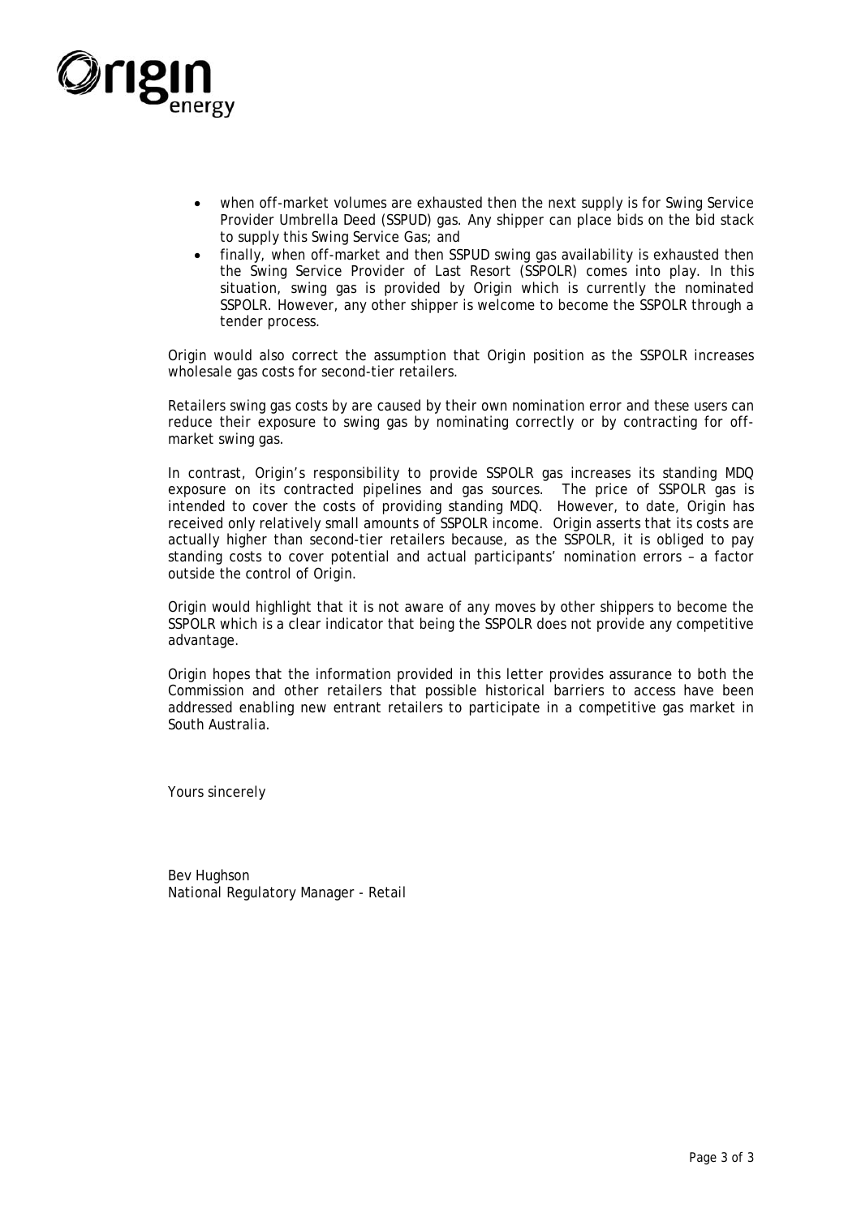- when off-market volumes are exhausted then the next supply is for Swing Service Provider Umbrella Deed (SSPUD) gas. Any shipper can place bids on the bid stack to supply this Swing Service Gas; and
- finally, when off-market and then SSPUD swing gas availability is exhausted then the Swing Service Provider of Last Resort (SSPOLR) comes into play. In this situation, swing gas is provided by Origin which is currently the nominated SSPOLR. However, any other shipper is welcome to become the SSPOLR through a tender process.

Origin would also correct the assumption that Origin position as the SSPOLR increases wholesale gas costs for second-tier retailers.

Retailers swing gas costs by are caused by their own nomination error and these users can reduce their exposure to swing gas by nominating correctly or by contracting for off-market swing gas.

In contrast, Origin's responsibility to provide SSPOLR gas increases its standing MDQ exposure on its contracted pipelines and gas sources. The price of SSPOLR gas is intended to cover the costs of providing standing MDQ. However, to date, Origin has received only relatively small amounts of SSPOLR income. Origin asserts that its costs are actually higher than second-tier retailers because, as the SSPOLR, it is obliged to pay standing costs to cover potential and actual participants' nomination errors – a factor outside the control of Origin.

Origin would highlight that it is not aware of any moves by other shippers to become the SSPOLR which is a clear indicator that being the SSPOLR does not provide any competitive advantage.

Origin hopes that the information provided in this letter provides assurance to both the Commission and other retailers that possible historical barriers to access have been addressed enabling new entrant retailers to participate in a competitive gas market in South Australia.

Yours sincerely

Bev Hughson
National Regulatory Manager - Retail